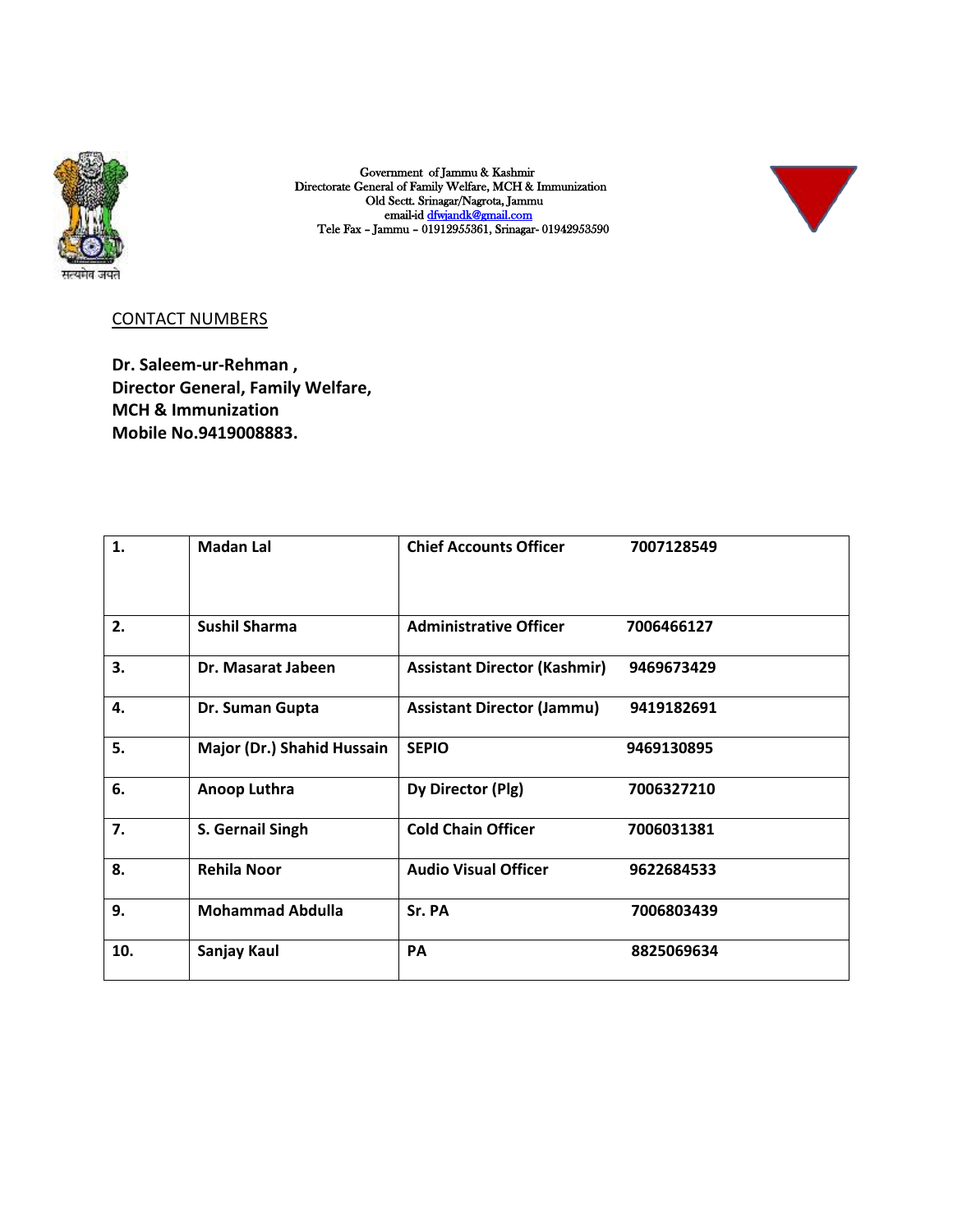Government of Jammu & Kashmir
Directorate General of Family Welfare, MCH & Immunization
Old Sectt. Srinagar/Nagrota, Jammu
email-id dfwjandk@gmail.com
Tele Fax – Jammu – 01912955361, Srinagar- 01942953590

CONTACT NUMBERS

**Dr. Saleem-ur-Rehman ,**
**Director General, Family Welfare,**
**MCH & Immunization**
**Mobile No.9419008883.**

| | | | |
|---|---|---|---|
| **1.** | **Madan Lal** | **Chief Accounts Officer** | **7007128549** |
| **2.** | **Sushil Sharma** | **Administrative Officer** | **7006466127** |
| **3.** | **Dr. Masarat Jabeen** | **Assistant Director (Kashmir)** | **9469673429** |
| **4.** | **Dr. Suman Gupta** | **Assistant Director (Jammu)** | **9419182691** |
| **5.** | **Major (Dr.) Shahid Hussain** | **SEPIO** | **9469130895** |
| **6.** | **Anoop Luthra** | **Dy Director (Plg)** | **7006327210** |
| **7.** | **S. Gernail Singh** | **Cold Chain Officer** | **7006031381** |
| **8.** | **Rehila Noor** | **Audio Visual Officer** | **9622684533** |
| **9.** | **Mohammad Abdulla** | **Sr. PA** | **7006803439** |
| **10.** | **Sanjay Kaul** | **PA** | **8825069634** |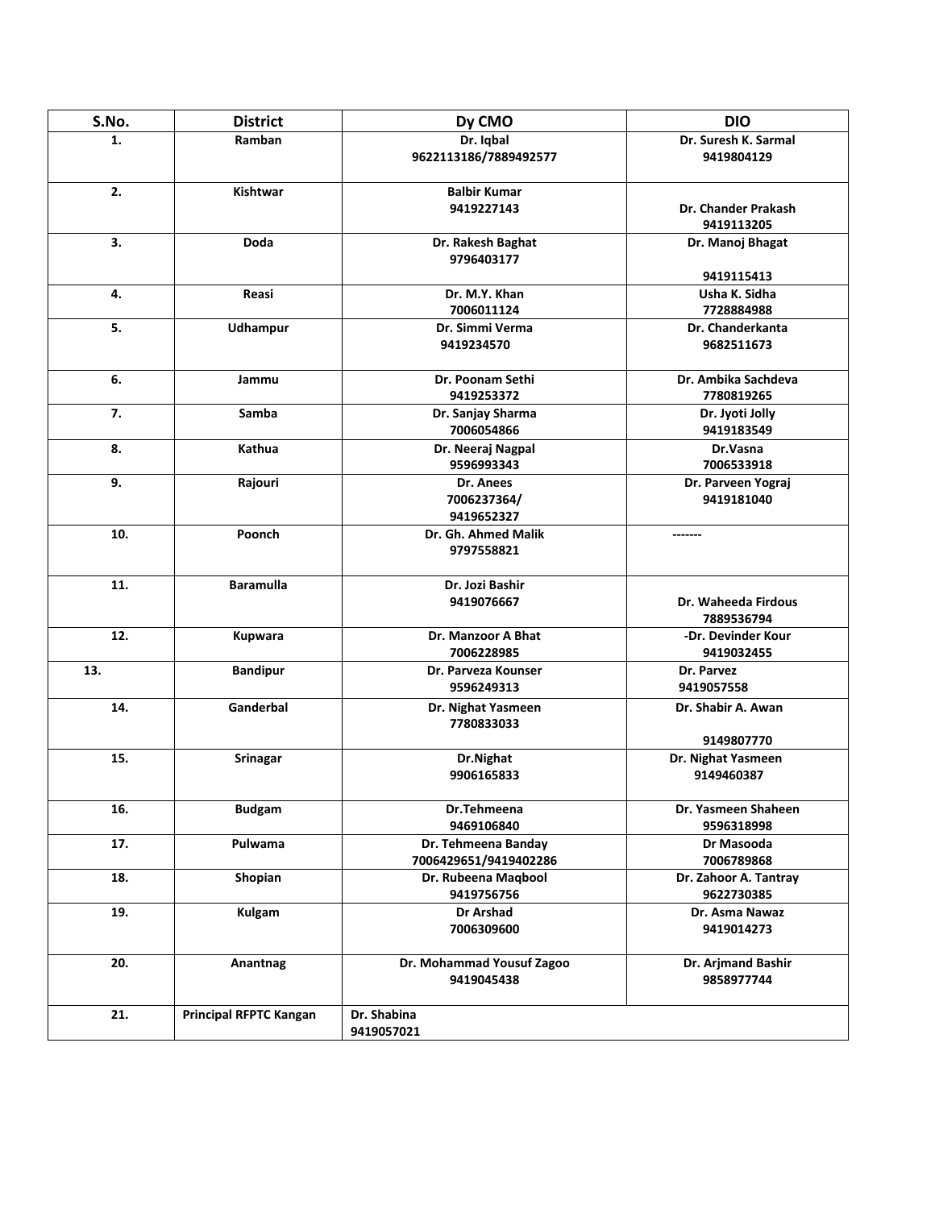| S.No. | District | Dy CMO | DIO |
|---|---|---|---|
| 1. | Ramban | Dr. Iqbal 9622113186/7889492577 | Dr. Suresh K. Sarmal 9419804129 |
| 2. | Kishtwar | Balbir Kumar 9419227143 | Dr. Chander Prakash 9419113205 |
| 3. | Doda | Dr. Rakesh Baghat 9796403177 | Dr. Manoj Bhagat 9419115413 |
| 4. | Reasi | Dr. M.Y. Khan 7006011124 | Usha K. Sidha 7728884988 |
| 5. | Udhampur | Dr. Simmi Verma 9419234570 | Dr. Chanderkanta 9682511673 |
| 6. | Jammu | Dr. Poonam Sethi 9419253372 | Dr. Ambika Sachdeva 7780819265 |
| 7. | Samba | Dr. Sanjay Sharma 7006054866 | Dr. Jyoti Jolly 9419183549 |
| 8. | Kathua | Dr. Neeraj Nagpal 9596993343 | Dr.Vasna 7006533918 |
| 9. | Rajouri | Dr. Anees 7006237364/ 9419652327 | Dr. Parveen Yograj 9419181040 |
| 10. | Poonch | Dr. Gh. Ahmed Malik 9797558821 | ------- |
| 11. | Baramulla | Dr. Jozi Bashir 9419076667 | Dr. Waheeda Firdous 7889536794 |
| 12. | Kupwara | Dr. Manzoor A Bhat 7006228985 | -Dr. Devinder Kour 9419032455 |
| 13. | Bandipur | Dr. Parveza Kounser 9596249313 | Dr. Parvez 9419057558 |
| 14. | Ganderbal | Dr. Nighat Yasmeen 7780833033 | Dr. Shabir A. Awan 9149807770 |
| 15. | Srinagar | Dr.Nighat 9906165833 | Dr. Nighat Yasmeen 9149460387 |
| 16. | Budgam | Dr.Tehmeena 9469106840 | Dr. Yasmeen Shaheen 9596318998 |
| 17. | Pulwama | Dr. Tehmeena Banday 7006429651/9419402286 | Dr Masooda 7006789868 |
| 18. | Shopian | Dr. Rubeena Maqbool 9419756756 | Dr. Zahoor A. Tantray 9622730385 |
| 19. | Kulgam | Dr Arshad 7006309600 | Dr. Asma Nawaz 9419014273 |
| 20. | Anantnag | Dr. Mohammad Yousuf Zagoo 9419045438 | Dr. Arjmand Bashir 9858977744 |
| 21. | Principal RFPTC Kangan | Dr. Shabina 9419057021 | |